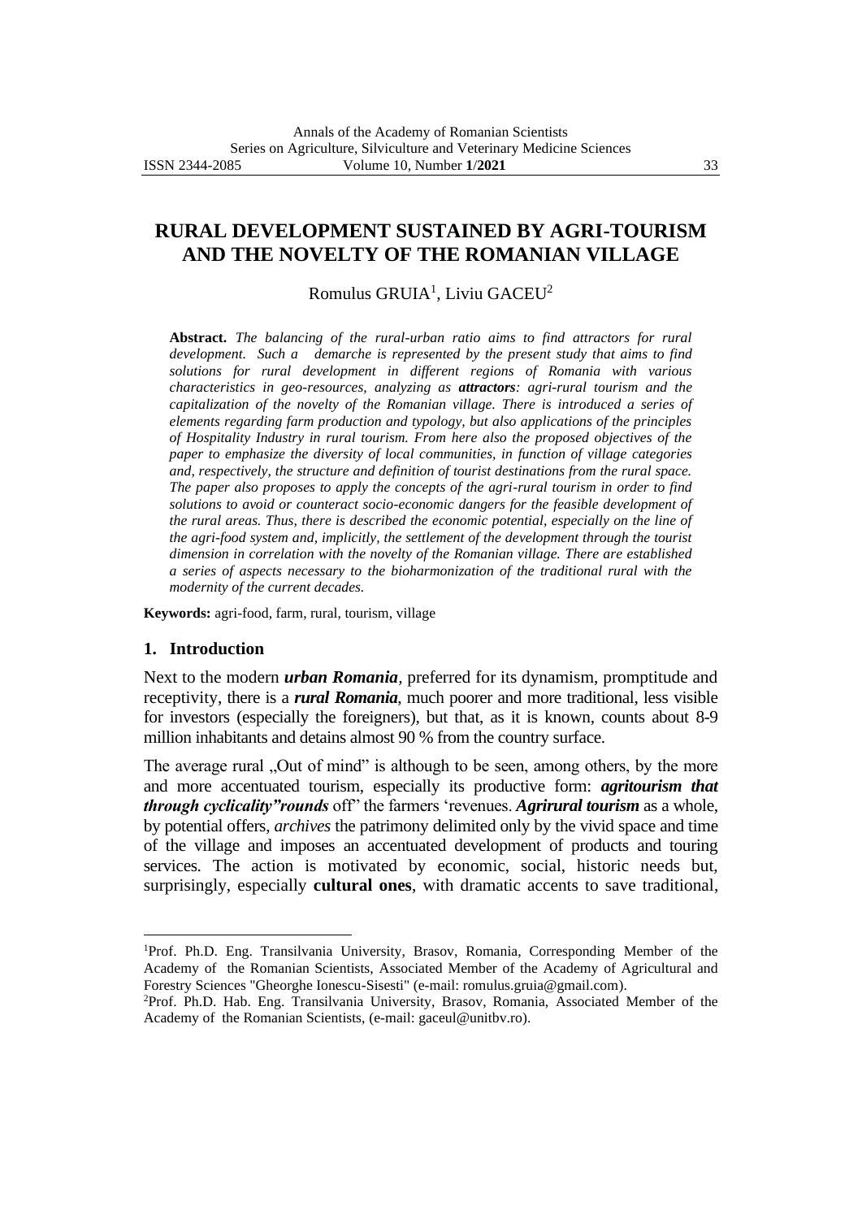# RURAL DEVELOPMENT SUSTAINED BY AGRI-TOURISM AND THE NOVELTY OF THE ROMANIAN VILLAGE

Romulus GRUIA[1], Liviu GACEU[2]

**Abstract.** *The balancing of the rural-urban ratio aims to find attractors for rural development. Such a demarche is represented by the present study that aims to find solutions for rural development in different regions of Romania with various characteristics in geo-resources, analyzing as* ***attractors****: agri-rural tourism and the capitalization of the novelty of the Romanian village. There is introduced a series of elements regarding farm production and typology, but also applications of the principles of Hospitality Industry in rural tourism. From here also the proposed objectives of the paper to emphasize the diversity of local communities, in function of village categories and, respectively, the structure and definition of tourist destinations from the rural space. The paper also proposes to apply the concepts of the agri-rural tourism in order to find solutions to avoid or counteract socio-economic dangers for the feasible development of the rural areas. Thus, there is described the economic potential, especially on the line of the agri-food system and, implicitly, the settlement of the development through the tourist dimension in correlation with the novelty of the Romanian village. There are established a series of aspects necessary to the bioharmonization of the traditional rural with the modernity of the current decades.*

**Keywords:** agri-food, farm, rural, tourism, village

## 1. Introduction

Next to the modern ***urban Romania***, preferred for its dynamism, promptitude and receptivity, there is a ***rural Romania***, much poorer and more traditional, less visible for investors (especially the foreigners), but that, as it is known, counts about 8-9 million inhabitants and detains almost 90 % from the country surface.

The average rural „Out of mind" is although to be seen, among others, by the more and more accentuated tourism, especially its productive form: ***agritourism that through cyclicality"rounds*** off" the farmers 'revenues. ***Agrirural tourism*** as a whole, by potential offers, *archives* the patrimony delimited only by the vivid space and time of the village and imposes an accentuated development of products and touring services. The action is motivated by economic, social, historic needs but, surprisingly, especially **cultural ones**, with dramatic accents to save traditional,

---

[1]Prof. Ph.D. Eng. Transilvania University, Brasov, Romania, Corresponding Member of the Academy of the Romanian Scientists, Associated Member of the Academy of Agricultural and Forestry Sciences "Gheorghe Ionescu-Sisesti" (e-mail: romulus.gruia@gmail.com).

[2]Prof. Ph.D. Hab. Eng. Transilvania University, Brasov, Romania, Associated Member of the Academy of the Romanian Scientists, (e-mail: gaceul@unitbv.ro).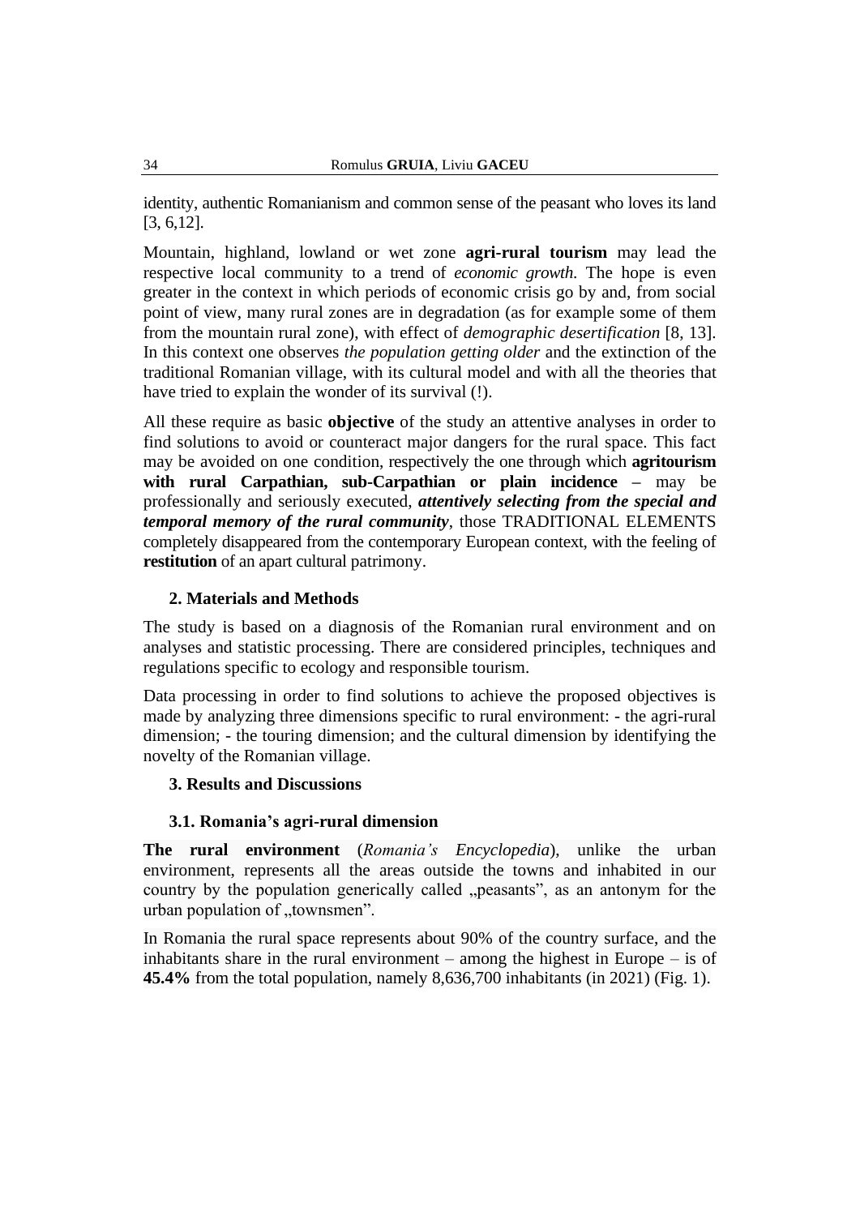identity, authentic Romanianism and common sense of the peasant who loves its land [3, 6,12].

Mountain, highland, lowland or wet zone **agri-rural tourism** may lead the respective local community to a trend of *economic growth*. The hope is even greater in the context in which periods of economic crisis go by and, from social point of view, many rural zones are in degradation (as for example some of them from the mountain rural zone), with effect of *demographic desertification* [8, 13]. In this context one observes *the population getting older* and the extinction of the traditional Romanian village, with its cultural model and with all the theories that have tried to explain the wonder of its survival (!).

All these require as basic **objective** of the study an attentive analyses in order to find solutions to avoid or counteract major dangers for the rural space. This fact may be avoided on one condition, respectively the one through which **agritourism with rural Carpathian, sub-Carpathian or plain incidence –** may be professionally and seriously executed, ***attentively selecting from the special and temporal memory of the rural community***, those TRADITIONAL ELEMENTS completely disappeared from the contemporary European context, with the feeling of **restitution** of an apart cultural patrimony.

## 2. Materials and Methods

The study is based on a diagnosis of the Romanian rural environment and on analyses and statistic processing. There are considered principles, techniques and regulations specific to ecology and responsible tourism.

Data processing in order to find solutions to achieve the proposed objectives is made by analyzing three dimensions specific to rural environment: - the agri-rural dimension; - the touring dimension; and the cultural dimension by identifying the novelty of the Romanian village.

## 3. Results and Discussions

### 3.1. Romania's agri-rural dimension

**The rural environment** (*Romania's Encyclopedia*), unlike the urban environment, represents all the areas outside the towns and inhabited in our country by the population generically called „peasants", as an antonym for the urban population of „townsmen".

In Romania the rural space represents about 90% of the country surface, and the inhabitants share in the rural environment – among the highest in Europe – is of **45.4%** from the total population, namely 8,636,700 inhabitants (in 2021) (Fig. 1).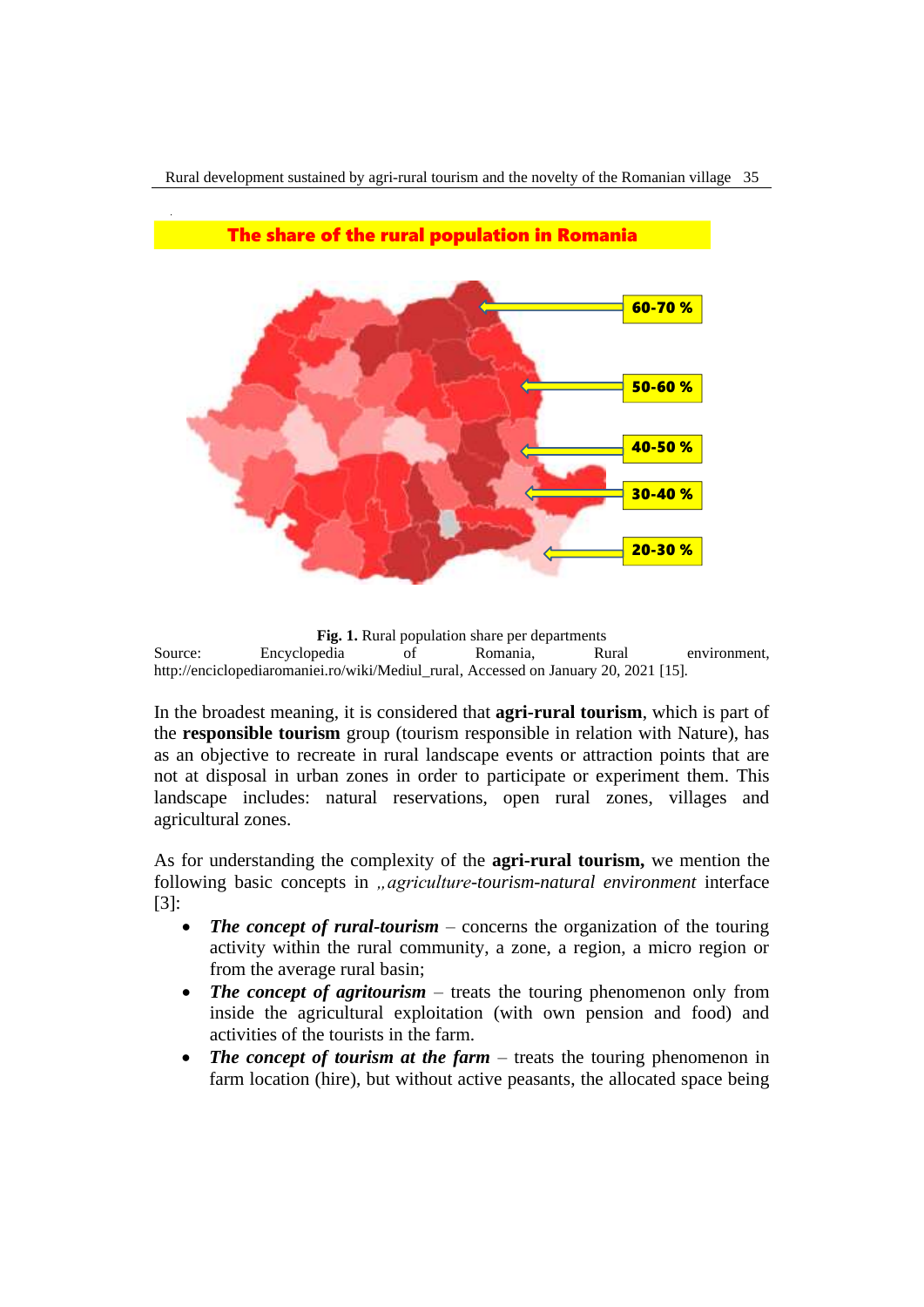**Fig. 1.** Rural population share per departments
Source: Encyclopedia of Romania, Rural environment, http://enciclopediaromaniei.ro/wiki/Mediul_rural, Accessed on January 20, 2021 [15].

In the broadest meaning, it is considered that **agri-rural tourism**, which is part of the **responsible tourism** group (tourism responsible in relation with Nature), has as an objective to recreate in rural landscape events or attraction points that are not at disposal in urban zones in order to participate or experiment them. This landscape includes: natural reservations, open rural zones, villages and agricultural zones.

As for understanding the complexity of the **agri-rural tourism,** we mention the following basic concepts in *„agriculture-tourism-natural environment* interface [3]:

- ***The concept of rural-tourism*** – concerns the organization of the touring activity within the rural community, a zone, a region, a micro region or from the average rural basin;
- ***The concept of agritourism*** – treats the touring phenomenon only from inside the agricultural exploitation (with own pension and food) and activities of the tourists in the farm.
- ***The concept of tourism at the farm*** – treats the touring phenomenon in farm location (hire), but without active peasants, the allocated space being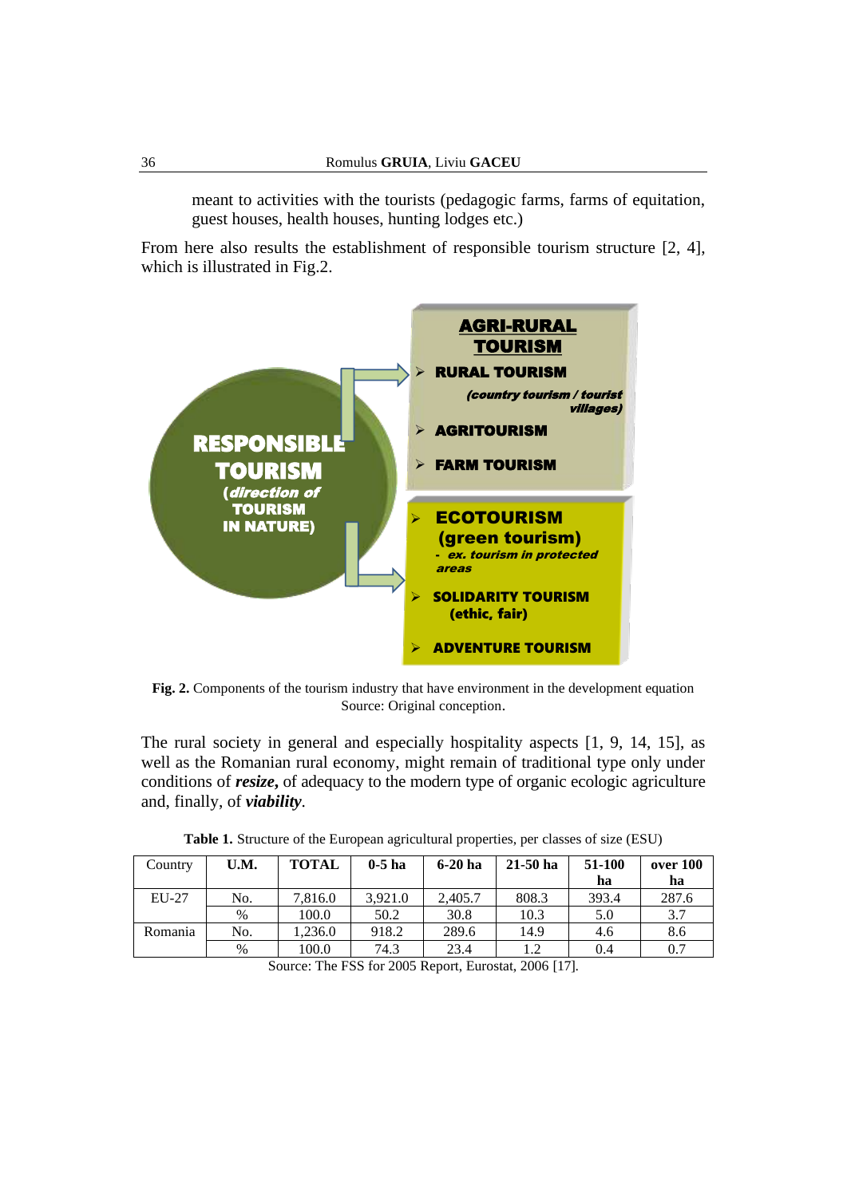meant to activities with the tourists (pedagogic farms, farms of equitation, guest houses, health houses, hunting lodges etc.)

From here also results the establishment of responsible tourism structure [2, 4], which is illustrated in Fig.2.

**RESPONSIBLE TOURISM** (*direction of* **TOURISM IN NATURE**)

**AGRI-RURAL TOURISM**
- **RURAL TOURISM** *(country tourism / tourist villages)*
- **AGRITOURISM**
- **FARM TOURISM**

- **ECOTOURISM (green tourism)**
  - *ex. tourism in protected areas*
- **SOLIDARITY TOURISM (ethic, fair)**
- **ADVENTURE TOURISM**

**Fig. 2.** Components of the tourism industry that have environment in the development equation
Source: Original conception.

The rural society in general and especially hospitality aspects [1, 9, 14, 15], as well as the Romanian rural economy, might remain of traditional type only under conditions of ***resize,*** of adequacy to the modern type of organic ecologic agriculture and, finally, of ***viability***.

**Table 1.** Structure of the European agricultural properties, per classes of size (ESU)

| Country | U.M. | TOTAL | 0-5 ha | 6-20 ha | 21-50 ha | 51-100 ha | over 100 ha |
|---|---|---|---|---|---|---|---|
| EU-27 | No. | 7,816.0 | 3,921.0 | 2,405.7 | 808.3 | 393.4 | 287.6 |
| | % | 100.0 | 50.2 | 30.8 | 10.3 | 5.0 | 3.7 |
| Romania | No. | 1,236.0 | 918.2 | 289.6 | 14.9 | 4.6 | 8.6 |
| | % | 100.0 | 74.3 | 23.4 | 1.2 | 0.4 | 0.7 |

Source: The FSS for 2005 Report, Eurostat, 2006 [17].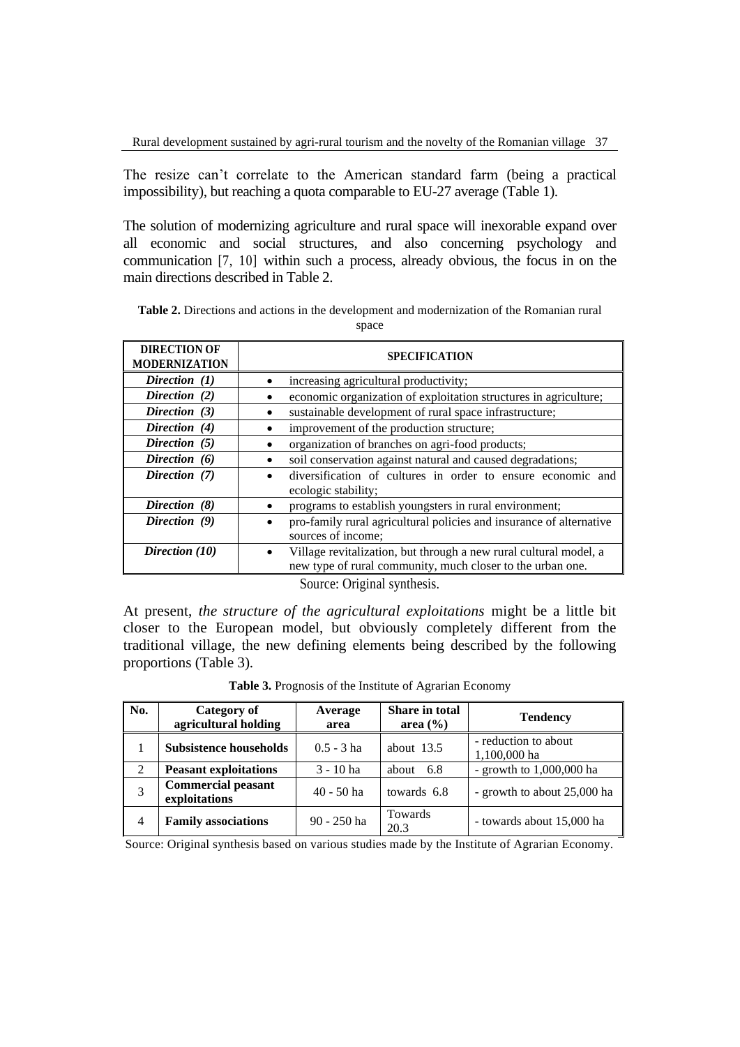The resize can't correlate to the American standard farm (being a practical impossibility), but reaching a quota comparable to EU-27 average (Table 1).

The solution of modernizing agriculture and rural space will inexorable expand over all economic and social structures, and also concerning psychology and communication [7, 10] within such a process, already obvious, the focus in on the main directions described in Table 2.

**Table 2.** Directions and actions in the development and modernization of the Romanian rural space

| DIRECTION OF MODERNIZATION | SPECIFICATION |
|---|---|
| *Direction (1)* | • increasing agricultural productivity; |
| *Direction (2)* | • economic organization of exploitation structures in agriculture; |
| *Direction (3)* | • sustainable development of rural space infrastructure; |
| *Direction (4)* | • improvement of the production structure; |
| *Direction (5)* | • organization of branches on agri-food products; |
| *Direction (6)* | • soil conservation against natural and caused degradations; |
| *Direction (7)* | • diversification of cultures in order to ensure economic and ecologic stability; |
| *Direction (8)* | • programs to establish youngsters in rural environment; |
| *Direction (9)* | • pro-family rural agricultural policies and insurance of alternative sources of income; |
| *Direction (10)* | • Village revitalization, but through a new rural cultural model, a new type of rural community, much closer to the urban one. |

Source: Original synthesis.

At present, *the structure of the agricultural exploitations* might be a little bit closer to the European model, but obviously completely different from the traditional village, the new defining elements being described by the following proportions (Table 3).

**Table 3.** Prognosis of the Institute of Agrarian Economy

| No. | Category of agricultural holding | Average area | Share in total area (%) | Tendency |
|---|---|---|---|---|
| 1 | **Subsistence households** | 0.5 - 3 ha | about 13.5 | - reduction to about 1,100,000 ha |
| 2 | **Peasant exploitations** | 3 - 10 ha | about 6.8 | - growth to 1,000,000 ha |
| 3 | **Commercial peasant exploitations** | 40 - 50 ha | towards 6.8 | - growth to about 25,000 ha |
| 4 | **Family associations** | 90 - 250 ha | Towards 20.3 | - towards about 15,000 ha |

Source: Original synthesis based on various studies made by the Institute of Agrarian Economy.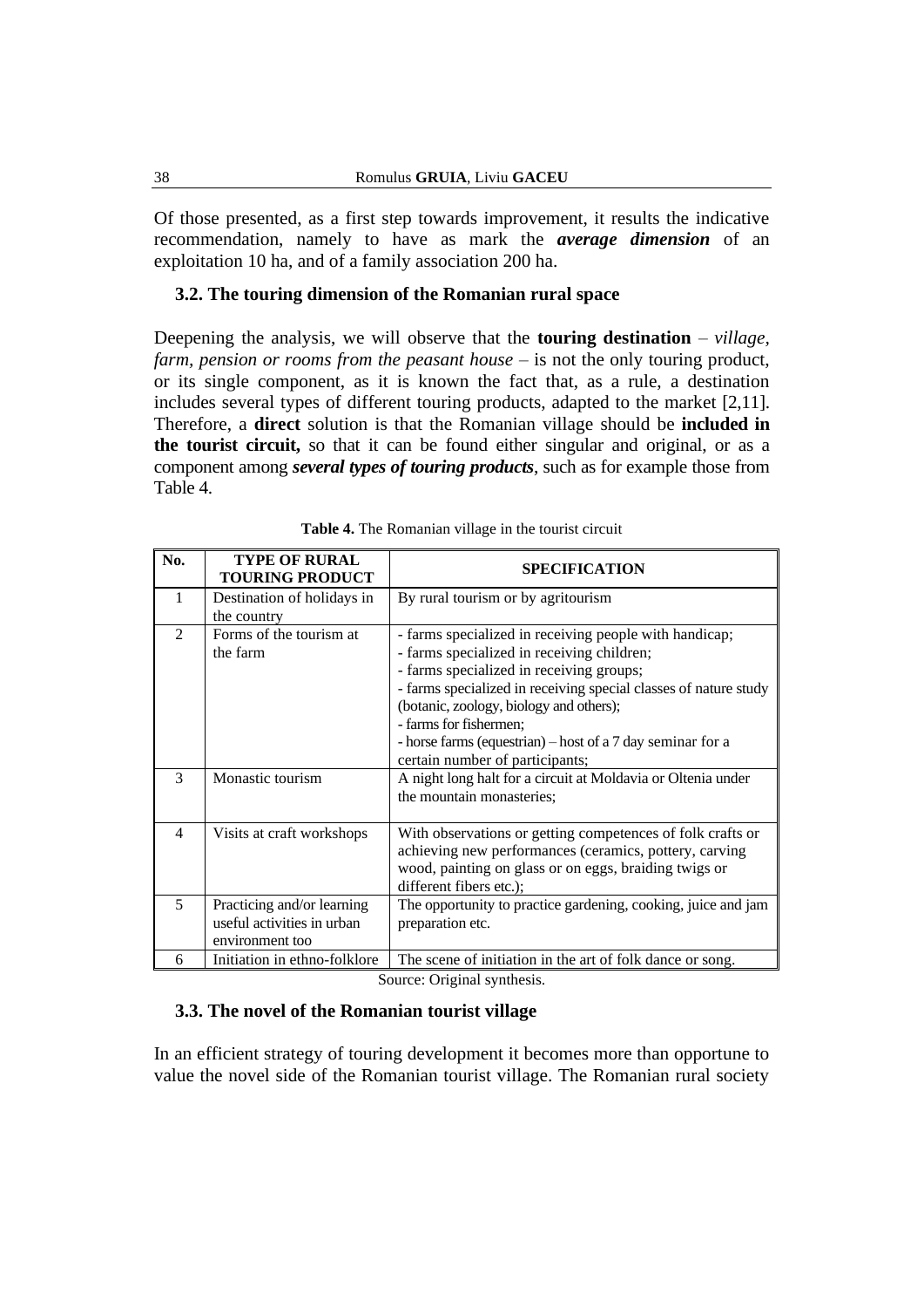Of those presented, as a first step towards improvement, it results the indicative recommendation, namely to have as mark the ***average dimension*** of an exploitation 10 ha, and of a family association 200 ha.

### 3.2. The touring dimension of the Romanian rural space

Deepening the analysis, we will observe that the **touring destination** – *village, farm, pension or rooms from the peasant house* – is not the only touring product, or its single component, as it is known the fact that, as a rule, a destination includes several types of different touring products, adapted to the market [2,11]. Therefore, a **direct** solution is that the Romanian village should be **included in the tourist circuit,** so that it can be found either singular and original, or as a component among ***several types of touring products***, such as for example those from Table 4.

**Table 4.** The Romanian village in the tourist circuit

| No. | TYPE OF RURAL TOURING PRODUCT | SPECIFICATION |
|---|---|---|
| 1 | Destination of holidays in the country | By rural tourism or by agritourism |
| 2 | Forms of the tourism at the farm | - farms specialized in receiving people with handicap;<br>- farms specialized in receiving children;<br>- farms specialized in receiving groups;<br>- farms specialized in receiving special classes of nature study (botanic, zoology, biology and others);<br>- farms for fishermen;<br>- horse farms (equestrian) – host of a 7 day seminar for a certain number of participants; |
| 3 | Monastic tourism | A night long halt for a circuit at Moldavia or Oltenia under the mountain monasteries; |
| 4 | Visits at craft workshops | With observations or getting competences of folk crafts or achieving new performances (ceramics, pottery, carving wood, painting on glass or on eggs, braiding twigs or different fibers etc.); |
| 5 | Practicing and/or learning useful activities in urban environment too | The opportunity to practice gardening, cooking, juice and jam preparation etc. |
| 6 | Initiation in ethno-folklore | The scene of initiation in the art of folk dance or song. |

Source: Original synthesis.

### 3.3. The novel of the Romanian tourist village

In an efficient strategy of touring development it becomes more than opportune to value the novel side of the Romanian tourist village. The Romanian rural society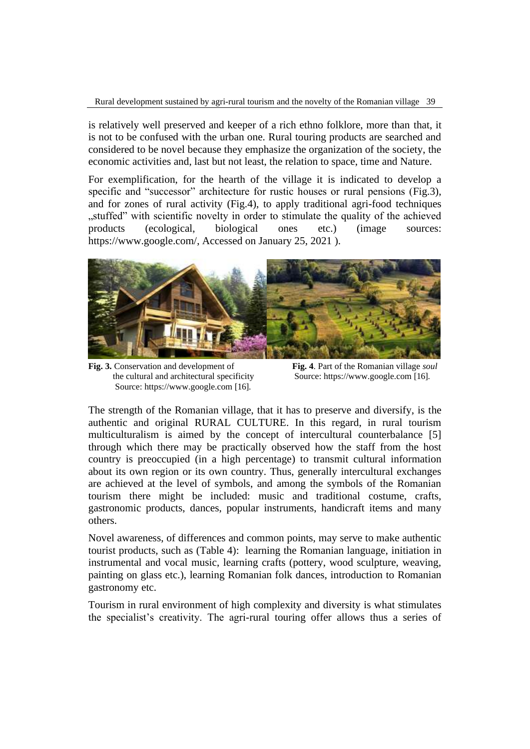is relatively well preserved and keeper of a rich ethno folklore, more than that, it is not to be confused with the urban one. Rural touring products are searched and considered to be novel because they emphasize the organization of the society, the economic activities and, last but not least, the relation to space, time and Nature.

For exemplification, for the hearth of the village it is indicated to develop a specific and "successor" architecture for rustic houses or rural pensions (Fig.3), and for zones of rural activity (Fig.4), to apply traditional agri-food techniques „stuffed" with scientific novelty in order to stimulate the quality of the achieved products (ecological, biological ones etc.) (image sources: https://www.google.com/, Accessed on January 25, 2021 ).

**Fig. 3.** Conservation and development of the cultural and architectural specificity Source: https://www.google.com [16].

**Fig. 4**. Part of the Romanian village *soul* Source: https://www.google.com [16].

The strength of the Romanian village, that it has to preserve and diversify, is the authentic and original RURAL CULTURE. In this regard, in rural tourism multiculturalism is aimed by the concept of intercultural counterbalance [5] through which there may be practically observed how the staff from the host country is preoccupied (in a high percentage) to transmit cultural information about its own region or its own country. Thus, generally intercultural exchanges are achieved at the level of symbols, and among the symbols of the Romanian tourism there might be included: music and traditional costume, crafts, gastronomic products, dances, popular instruments, handicraft items and many others.

Novel awareness, of differences and common points, may serve to make authentic tourist products, such as (Table 4): learning the Romanian language, initiation in instrumental and vocal music, learning crafts (pottery, wood sculpture, weaving, painting on glass etc.), learning Romanian folk dances, introduction to Romanian gastronomy etc.

Tourism in rural environment of high complexity and diversity is what stimulates the specialist's creativity. The agri-rural touring offer allows thus a series of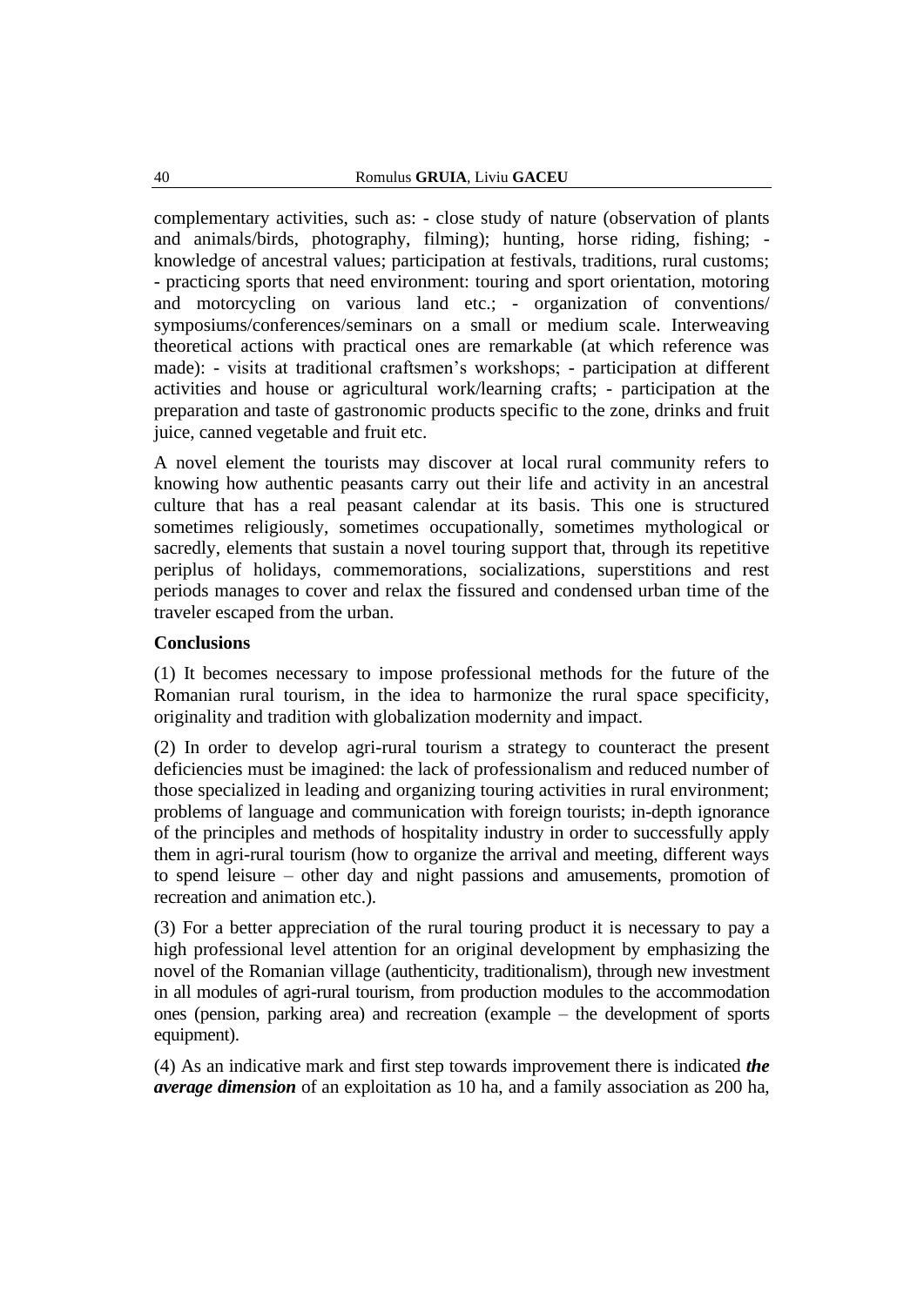complementary activities, such as: - close study of nature (observation of plants and animals/birds, photography, filming); hunting, horse riding, fishing; - knowledge of ancestral values; participation at festivals, traditions, rural customs; - practicing sports that need environment: touring and sport orientation, motoring and motorcycling on various land etc.; - organization of conventions/ symposiums/conferences/seminars on a small or medium scale. Interweaving theoretical actions with practical ones are remarkable (at which reference was made): - visits at traditional craftsmen's workshops; - participation at different activities and house or agricultural work/learning crafts; - participation at the preparation and taste of gastronomic products specific to the zone, drinks and fruit juice, canned vegetable and fruit etc.

A novel element the tourists may discover at local rural community refers to knowing how authentic peasants carry out their life and activity in an ancestral culture that has a real peasant calendar at its basis. This one is structured sometimes religiously, sometimes occupationally, sometimes mythological or sacredly, elements that sustain a novel touring support that, through its repetitive periplus of holidays, commemorations, socializations, superstitions and rest periods manages to cover and relax the fissured and condensed urban time of the traveler escaped from the urban.

**Conclusions**

(1) It becomes necessary to impose professional methods for the future of the Romanian rural tourism, in the idea to harmonize the rural space specificity, originality and tradition with globalization modernity and impact.

(2) In order to develop agri-rural tourism a strategy to counteract the present deficiencies must be imagined: the lack of professionalism and reduced number of those specialized in leading and organizing touring activities in rural environment; problems of language and communication with foreign tourists; in-depth ignorance of the principles and methods of hospitality industry in order to successfully apply them in agri-rural tourism (how to organize the arrival and meeting, different ways to spend leisure – other day and night passions and amusements, promotion of recreation and animation etc.).

(3) For a better appreciation of the rural touring product it is necessary to pay a high professional level attention for an original development by emphasizing the novel of the Romanian village (authenticity, traditionalism), through new investment in all modules of agri-rural tourism, from production modules to the accommodation ones (pension, parking area) and recreation (example – the development of sports equipment).

(4) As an indicative mark and first step towards improvement there is indicated ***the average dimension*** of an exploitation as 10 ha, and a family association as 200 ha,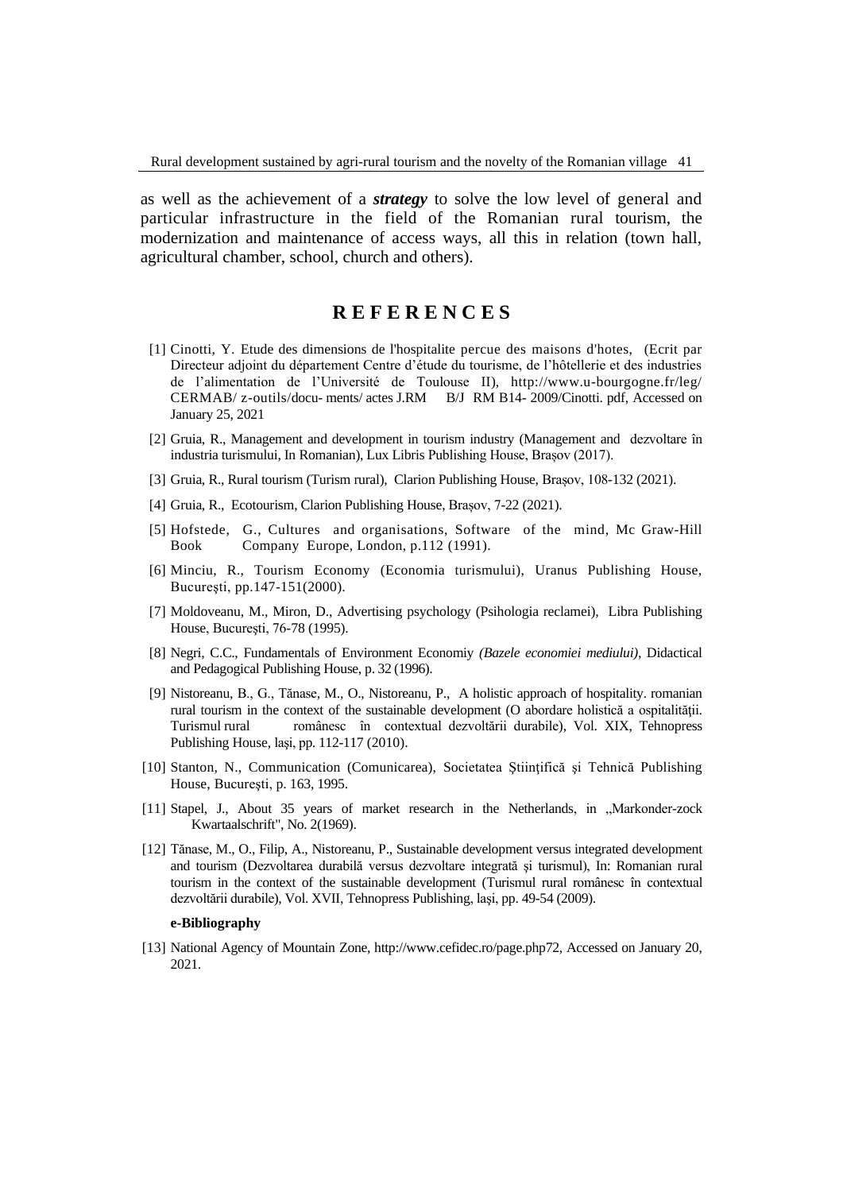as well as the achievement of a ***strategy*** to solve the low level of general and particular infrastructure in the field of the Romanian rural tourism, the modernization and maintenance of access ways, all this in relation (town hall, agricultural chamber, school, church and others).

## REFERENCES

[1] Cinotti, Y. Etude des dimensions de l'hospitalite percue des maisons d'hotes, (Ecrit par Directeur adjoint du département Centre d'étude du tourisme, de l'hôtellerie et des industries de l'alimentation de l'Université de Toulouse II), http://www.u-bourgogne.fr/leg/ CERMAB/ z-outils/docu- ments/ actes J.RM B/J RM B14- 2009/Cinotti. pdf, Accessed on January 25, 2021

[2] Gruia, R., Management and development in tourism industry (Management and dezvoltare în industria turismului, In Romanian), Lux Libris Publishing House, Brașov (2017).

[3] Gruia, R., Rural tourism (Turism rural), Clarion Publishing House, Brașov, 108-132 (2021).

[4] Gruia, R., Ecotourism, Clarion Publishing House, Brașov, 7-22 (2021).

[5] Hofstede, G., Cultures and organisations, Software of the mind, Mc Graw-Hill Book Company Europe, London, p.112 (1991).

[6] Minciu, R., Tourism Economy (Economia turismului), Uranus Publishing House, Bucureşti, pp.147-151(2000).

[7] Moldoveanu, M., Miron, D., Advertising psychology (Psihologia reclamei), Libra Publishing House, București, 76-78 (1995).

[8] Negri, C.C., Fundamentals of Environment Economiy *(Bazele economiei mediului)*, Didactical and Pedagogical Publishing House, p. 32 (1996).

[9] Nistoreanu, B., G., Tănase, M., O., Nistoreanu, P., A holistic approach of hospitality. romanian rural tourism in the context of the sustainable development (O abordare holistică a ospitalităţii. Turismul rural românesc în contextual dezvoltării durabile), Vol. XIX, Tehnopress Publishing House, laşi, pp. 112-117 (2010).

[10] Stanton, N., Communication (Comunicarea), Societatea Științifică şi Tehnică Publishing House, Bucureşti, p. 163, 1995.

[11] Stapel, J., About 35 years of market research in the Netherlands, in „Markonder-zock Kwartaalschrift", No. 2(1969).

[12] Tănase, M., O., Filip, A., Nistoreanu, P., Sustainable development versus integrated development and tourism (Dezvoltarea durabilă versus dezvoltare integrată şi turismul), In: Romanian rural tourism in the context of the sustainable development (Turismul rural românesc în contextual dezvoltării durabile), Vol. XVII, Tehnopress Publishing, laşi, pp. 49-54 (2009).

**e-Bibliography**

[13] National Agency of Mountain Zone, http://www.cefidec.ro/page.php72, Accessed on January 20, 2021.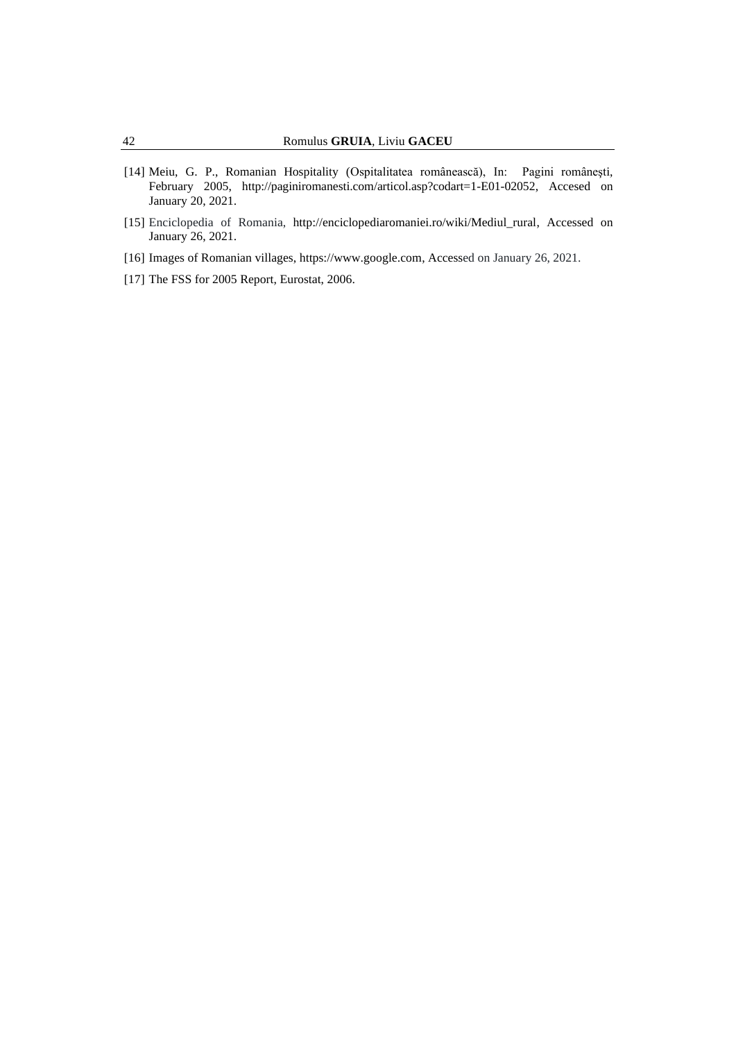[14] Meiu, G. P., Romanian Hospitality (Ospitalitatea românească), In: Pagini româneşti, February 2005, http://paginiromanesti.com/articol.asp?codart=1-E01-02052, Accesed on January 20, 2021.

[15] Enciclopedia of Romania, http://enciclopediaromaniei.ro/wiki/Mediul_rural, Accessed on January 26, 2021.

[16] Images of Romanian villages, https://www.google.com, Accessed on January 26, 2021.

[17] The FSS for 2005 Report, Eurostat, 2006.